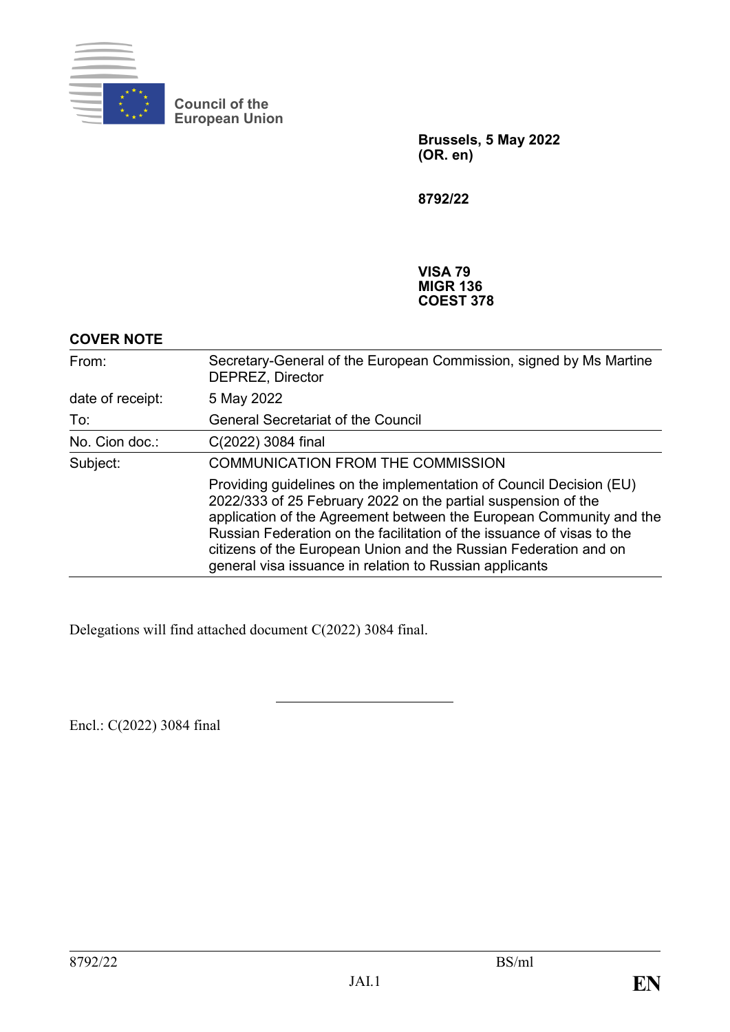Council of the
European Union

**Brussels, 5 May 2022**
**(OR. en)**

**8792/22**

**VISA 79**
**MIGR 136**
**COEST 378**

**COVER NOTE**

| | |
|---|---|
| From: | Secretary-General of the European Commission, signed by Ms Martine DEPREZ, Director |
| date of receipt: | 5 May 2022 |
| To: | General Secretariat of the Council |
| No. Cion doc.: | C(2022) 3084 final |
| Subject: | COMMUNICATION FROM THE COMMISSION<br><br>Providing guidelines on the implementation of Council Decision (EU) 2022/333 of 25 February 2022 on the partial suspension of the application of the Agreement between the European Community and the Russian Federation on the facilitation of the issuance of visas to the citizens of the European Union and the Russian Federation and on general visa issuance in relation to Russian applicants |

Delegations will find attached document C(2022) 3084 final.

---

Encl.: C(2022) 3084 final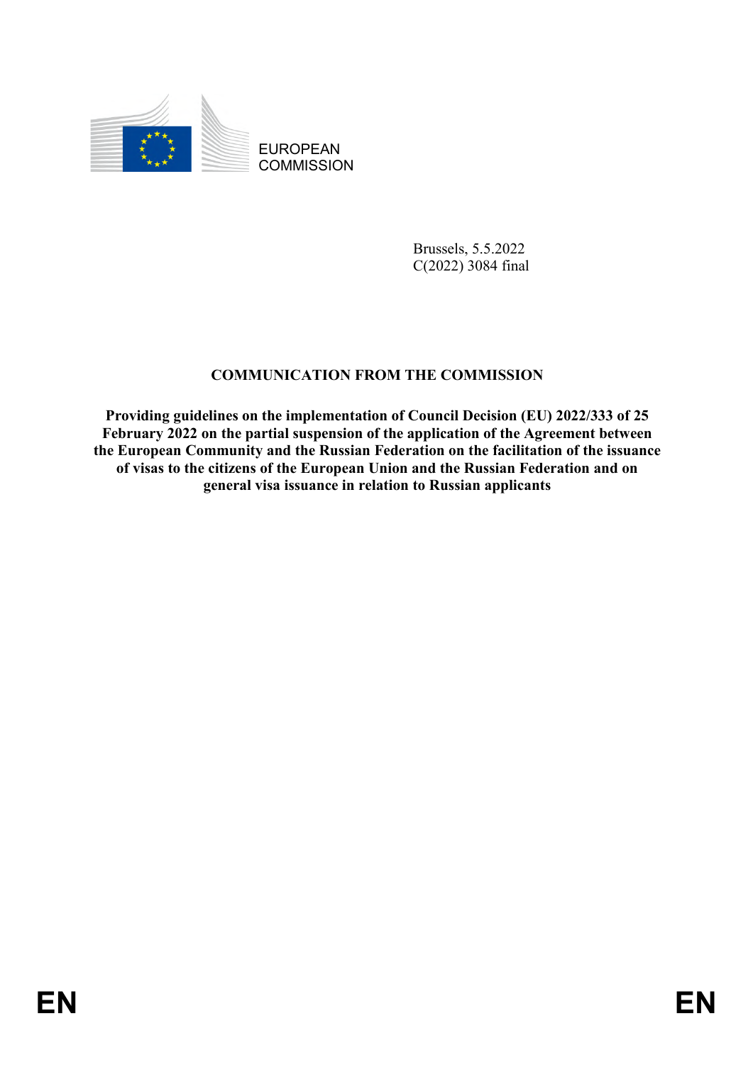EUROPEAN COMMISSION

Brussels, 5.5.2022
C(2022) 3084 final

# COMMUNICATION FROM THE COMMISSION

## Providing guidelines on the implementation of Council Decision (EU) 2022/333 of 25 February 2022 on the partial suspension of the application of the Agreement between the European Community and the Russian Federation on the facilitation of the issuance of visas to the citizens of the European Union and the Russian Federation and on general visa issuance in relation to Russian applicants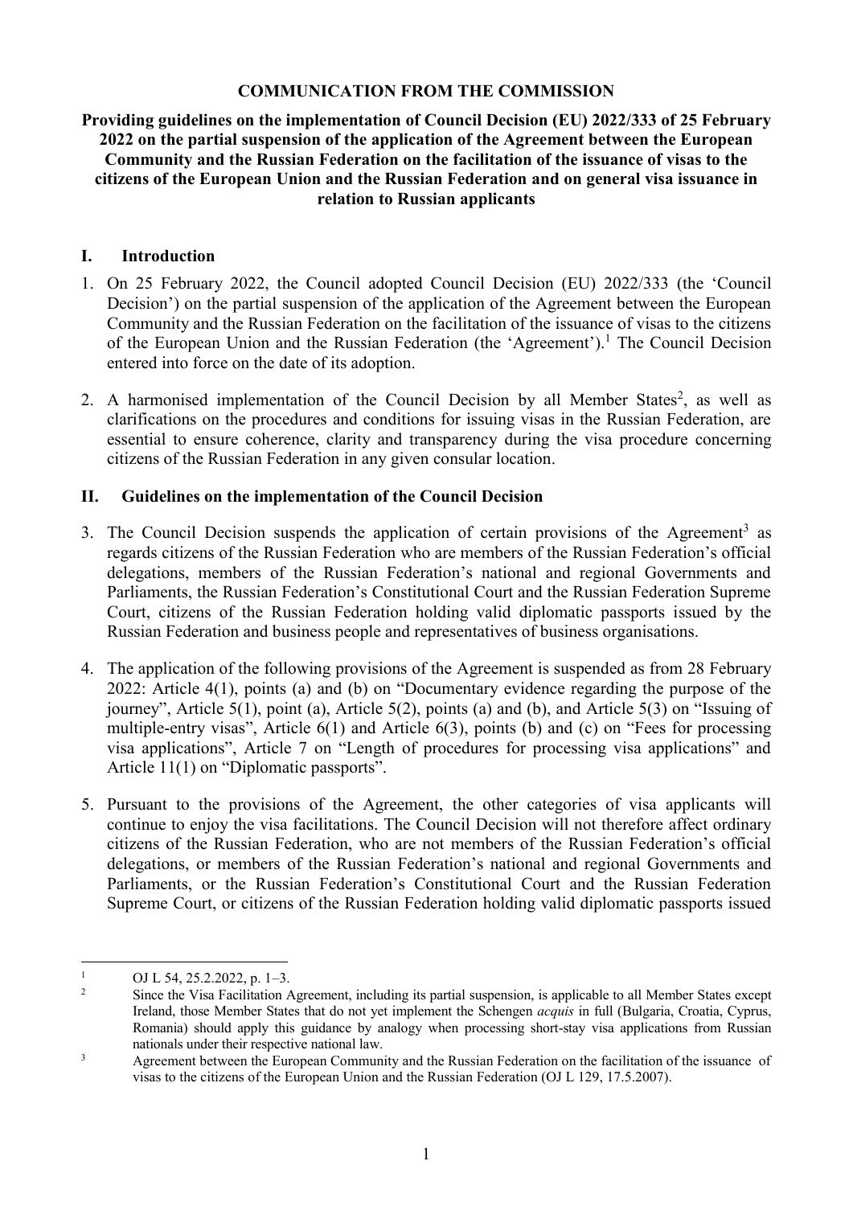**COMMUNICATION FROM THE COMMISSION**

**Providing guidelines on the implementation of Council Decision (EU) 2022/333 of 25 February 2022 on the partial suspension of the application of the Agreement between the European Community and the Russian Federation on the facilitation of the issuance of visas to the citizens of the European Union and the Russian Federation and on general visa issuance in relation to Russian applicants**

## I. Introduction

1. On 25 February 2022, the Council adopted Council Decision (EU) 2022/333 (the 'Council Decision') on the partial suspension of the application of the Agreement between the European Community and the Russian Federation on the facilitation of the issuance of visas to the citizens of the European Union and the Russian Federation (the 'Agreement').[1] The Council Decision entered into force on the date of its adoption.

2. A harmonised implementation of the Council Decision by all Member States[2], as well as clarifications on the procedures and conditions for issuing visas in the Russian Federation, are essential to ensure coherence, clarity and transparency during the visa procedure concerning citizens of the Russian Federation in any given consular location.

## II. Guidelines on the implementation of the Council Decision

3. The Council Decision suspends the application of certain provisions of the Agreement[3] as regards citizens of the Russian Federation who are members of the Russian Federation's official delegations, members of the Russian Federation's national and regional Governments and Parliaments, the Russian Federation's Constitutional Court and the Russian Federation Supreme Court, citizens of the Russian Federation holding valid diplomatic passports issued by the Russian Federation and business people and representatives of business organisations.

4. The application of the following provisions of the Agreement is suspended as from 28 February 2022: Article 4(1), points (a) and (b) on "Documentary evidence regarding the purpose of the journey", Article 5(1), point (a), Article 5(2), points (a) and (b), and Article 5(3) on "Issuing of multiple-entry visas", Article 6(1) and Article 6(3), points (b) and (c) on "Fees for processing visa applications", Article 7 on "Length of procedures for processing visa applications" and Article 11(1) on "Diplomatic passports".

5. Pursuant to the provisions of the Agreement, the other categories of visa applicants will continue to enjoy the visa facilitations. The Council Decision will not therefore affect ordinary citizens of the Russian Federation, who are not members of the Russian Federation's official delegations, or members of the Russian Federation's national and regional Governments and Parliaments, or the Russian Federation's Constitutional Court and the Russian Federation Supreme Court, or citizens of the Russian Federation holding valid diplomatic passports issued

---

[1] OJ L 54, 25.2.2022, p. 1–3.

[2] Since the Visa Facilitation Agreement, including its partial suspension, is applicable to all Member States except Ireland, those Member States that do not yet implement the Schengen *acquis* in full (Bulgaria, Croatia, Cyprus, Romania) should apply this guidance by analogy when processing short-stay visa applications from Russian nationals under their respective national law.

[3] Agreement between the European Community and the Russian Federation on the facilitation of the issuance of visas to the citizens of the European Union and the Russian Federation (OJ L 129, 17.5.2007).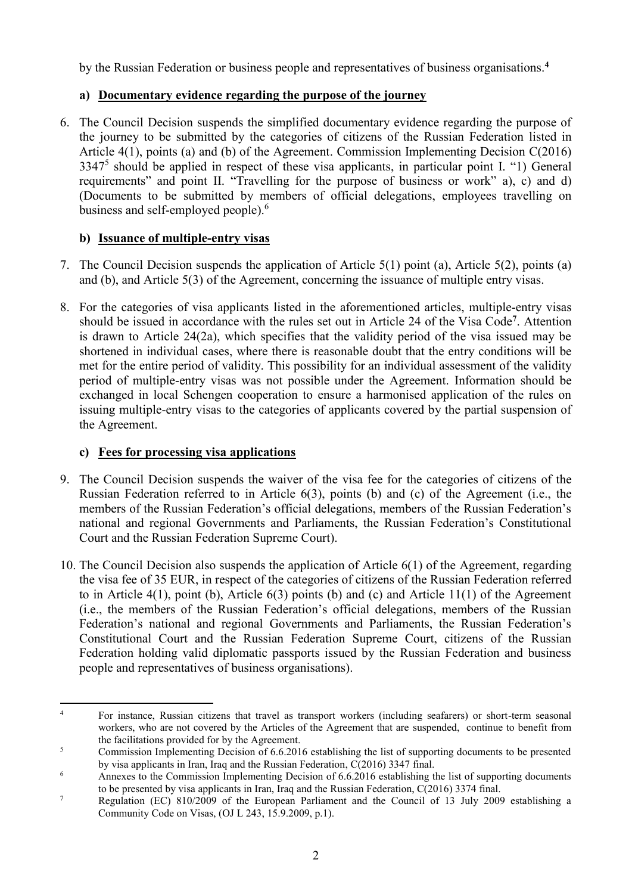by the Russian Federation or business people and representatives of business organisations.[4]

**a) Documentary evidence regarding the purpose of the journey**

6. The Council Decision suspends the simplified documentary evidence regarding the purpose of the journey to be submitted by the categories of citizens of the Russian Federation listed in Article 4(1), points (a) and (b) of the Agreement. Commission Implementing Decision C(2016) 3347[5] should be applied in respect of these visa applicants, in particular point I. "1) General requirements" and point II. "Travelling for the purpose of business or work" a), c) and d) (Documents to be submitted by members of official delegations, employees travelling on business and self-employed people).[6]

**b) Issuance of multiple-entry visas**

7. The Council Decision suspends the application of Article 5(1) point (a), Article 5(2), points (a) and (b), and Article 5(3) of the Agreement, concerning the issuance of multiple entry visas.

8. For the categories of visa applicants listed in the aforementioned articles, multiple-entry visas should be issued in accordance with the rules set out in Article 24 of the Visa Code[7]. Attention is drawn to Article 24(2a), which specifies that the validity period of the visa issued may be shortened in individual cases, where there is reasonable doubt that the entry conditions will be met for the entire period of validity. This possibility for an individual assessment of the validity period of multiple-entry visas was not possible under the Agreement. Information should be exchanged in local Schengen cooperation to ensure a harmonised application of the rules on issuing multiple-entry visas to the categories of applicants covered by the partial suspension of the Agreement.

**c) Fees for processing visa applications**

9. The Council Decision suspends the waiver of the visa fee for the categories of citizens of the Russian Federation referred to in Article 6(3), points (b) and (c) of the Agreement (i.e., the members of the Russian Federation's official delegations, members of the Russian Federation's national and regional Governments and Parliaments, the Russian Federation's Constitutional Court and the Russian Federation Supreme Court).

10. The Council Decision also suspends the application of Article 6(1) of the Agreement, regarding the visa fee of 35 EUR, in respect of the categories of citizens of the Russian Federation referred to in Article 4(1), point (b), Article 6(3) points (b) and (c) and Article 11(1) of the Agreement (i.e., the members of the Russian Federation's official delegations, members of the Russian Federation's national and regional Governments and Parliaments, the Russian Federation's Constitutional Court and the Russian Federation Supreme Court, citizens of the Russian Federation holding valid diplomatic passports issued by the Russian Federation and business people and representatives of business organisations).

---

[4] For instance, Russian citizens that travel as transport workers (including seafarers) or short-term seasonal workers, who are not covered by the Articles of the Agreement that are suspended, continue to benefit from the facilitations provided for by the Agreement.

[5] Commission Implementing Decision of 6.6.2016 establishing the list of supporting documents to be presented by visa applicants in Iran, Iraq and the Russian Federation, C(2016) 3347 final.

[6] Annexes to the Commission Implementing Decision of 6.6.2016 establishing the list of supporting documents to be presented by visa applicants in Iran, Iraq and the Russian Federation, C(2016) 3374 final.

[7] Regulation (EC) 810/2009 of the European Parliament and the Council of 13 July 2009 establishing a Community Code on Visas, (OJ L 243, 15.9.2009, p.1).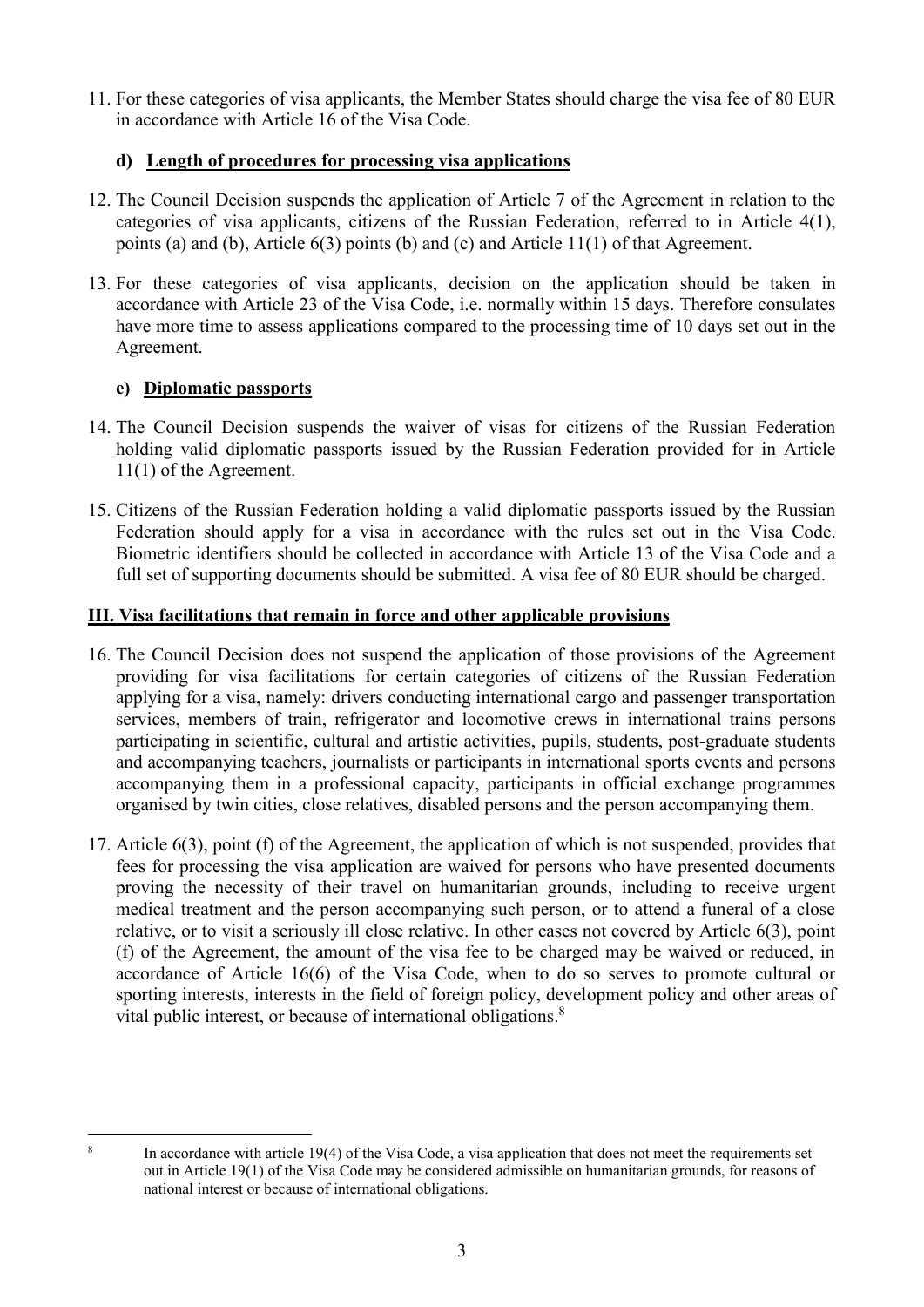11. For these categories of visa applicants, the Member States should charge the visa fee of 80 EUR in accordance with Article 16 of the Visa Code.

### d) Length of procedures for processing visa applications

12. The Council Decision suspends the application of Article 7 of the Agreement in relation to the categories of visa applicants, citizens of the Russian Federation, referred to in Article 4(1), points (a) and (b), Article 6(3) points (b) and (c) and Article 11(1) of that Agreement.

13. For these categories of visa applicants, decision on the application should be taken in accordance with Article 23 of the Visa Code, i.e. normally within 15 days. Therefore consulates have more time to assess applications compared to the processing time of 10 days set out in the Agreement.

### e) Diplomatic passports

14. The Council Decision suspends the waiver of visas for citizens of the Russian Federation holding valid diplomatic passports issued by the Russian Federation provided for in Article 11(1) of the Agreement.

15. Citizens of the Russian Federation holding a valid diplomatic passports issued by the Russian Federation should apply for a visa in accordance with the rules set out in the Visa Code. Biometric identifiers should be collected in accordance with Article 13 of the Visa Code and a full set of supporting documents should be submitted. A visa fee of 80 EUR should be charged.

## III. Visa facilitations that remain in force and other applicable provisions

16. The Council Decision does not suspend the application of those provisions of the Agreement providing for visa facilitations for certain categories of citizens of the Russian Federation applying for a visa, namely: drivers conducting international cargo and passenger transportation services, members of train, refrigerator and locomotive crews in international trains persons participating in scientific, cultural and artistic activities, pupils, students, post-graduate students and accompanying teachers, journalists or participants in international sports events and persons accompanying them in a professional capacity, participants in official exchange programmes organised by twin cities, close relatives, disabled persons and the person accompanying them.

17. Article 6(3), point (f) of the Agreement, the application of which is not suspended, provides that fees for processing the visa application are waived for persons who have presented documents proving the necessity of their travel on humanitarian grounds, including to receive urgent medical treatment and the person accompanying such person, or to attend a funeral of a close relative, or to visit a seriously ill close relative. In other cases not covered by Article 6(3), point (f) of the Agreement, the amount of the visa fee to be charged may be waived or reduced, in accordance of Article 16(6) of the Visa Code, when to do so serves to promote cultural or sporting interests, interests in the field of foreign policy, development policy and other areas of vital public interest, or because of international obligations.[8]

---

[8] In accordance with article 19(4) of the Visa Code, a visa application that does not meet the requirements set out in Article 19(1) of the Visa Code may be considered admissible on humanitarian grounds, for reasons of national interest or because of international obligations.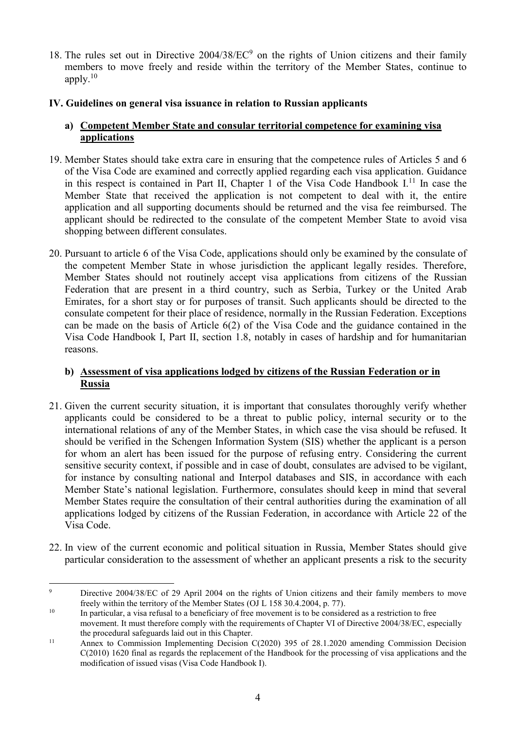18. The rules set out in Directive 2004/38/EC[9] on the rights of Union citizens and their family members to move freely and reside within the territory of the Member States, continue to apply.[10]

## IV. Guidelines on general visa issuance in relation to Russian applicants

### a) Competent Member State and consular territorial competence for examining visa applications

19. Member States should take extra care in ensuring that the competence rules of Articles 5 and 6 of the Visa Code are examined and correctly applied regarding each visa application. Guidance in this respect is contained in Part II, Chapter 1 of the Visa Code Handbook I.[11] In case the Member State that received the application is not competent to deal with it, the entire application and all supporting documents should be returned and the visa fee reimbursed. The applicant should be redirected to the consulate of the competent Member State to avoid visa shopping between different consulates.

20. Pursuant to article 6 of the Visa Code, applications should only be examined by the consulate of the competent Member State in whose jurisdiction the applicant legally resides. Therefore, Member States should not routinely accept visa applications from citizens of the Russian Federation that are present in a third country, such as Serbia, Turkey or the United Arab Emirates, for a short stay or for purposes of transit. Such applicants should be directed to the consulate competent for their place of residence, normally in the Russian Federation. Exceptions can be made on the basis of Article 6(2) of the Visa Code and the guidance contained in the Visa Code Handbook I, Part II, section 1.8, notably in cases of hardship and for humanitarian reasons.

### b) Assessment of visa applications lodged by citizens of the Russian Federation or in Russia

21. Given the current security situation, it is important that consulates thoroughly verify whether applicants could be considered to be a threat to public policy, internal security or to the international relations of any of the Member States, in which case the visa should be refused. It should be verified in the Schengen Information System (SIS) whether the applicant is a person for whom an alert has been issued for the purpose of refusing entry. Considering the current sensitive security context, if possible and in case of doubt, consulates are advised to be vigilant, for instance by consulting national and Interpol databases and SIS, in accordance with each Member State's national legislation. Furthermore, consulates should keep in mind that several Member States require the consultation of their central authorities during the examination of all applications lodged by citizens of the Russian Federation, in accordance with Article 22 of the Visa Code.

22. In view of the current economic and political situation in Russia, Member States should give particular consideration to the assessment of whether an applicant presents a risk to the security

---

[9] Directive 2004/38/EC of 29 April 2004 on the rights of Union citizens and their family members to move freely within the territory of the Member States (OJ L 158 30.4.2004, p. 77).

[10] In particular, a visa refusal to a beneficiary of free movement is to be considered as a restriction to free movement. It must therefore comply with the requirements of Chapter VI of Directive 2004/38/EC, especially the procedural safeguards laid out in this Chapter.

[11] Annex to Commission Implementing Decision C(2020) 395 of 28.1.2020 amending Commission Decision C(2010) 1620 final as regards the replacement of the Handbook for the processing of visa applications and the modification of issued visas (Visa Code Handbook I).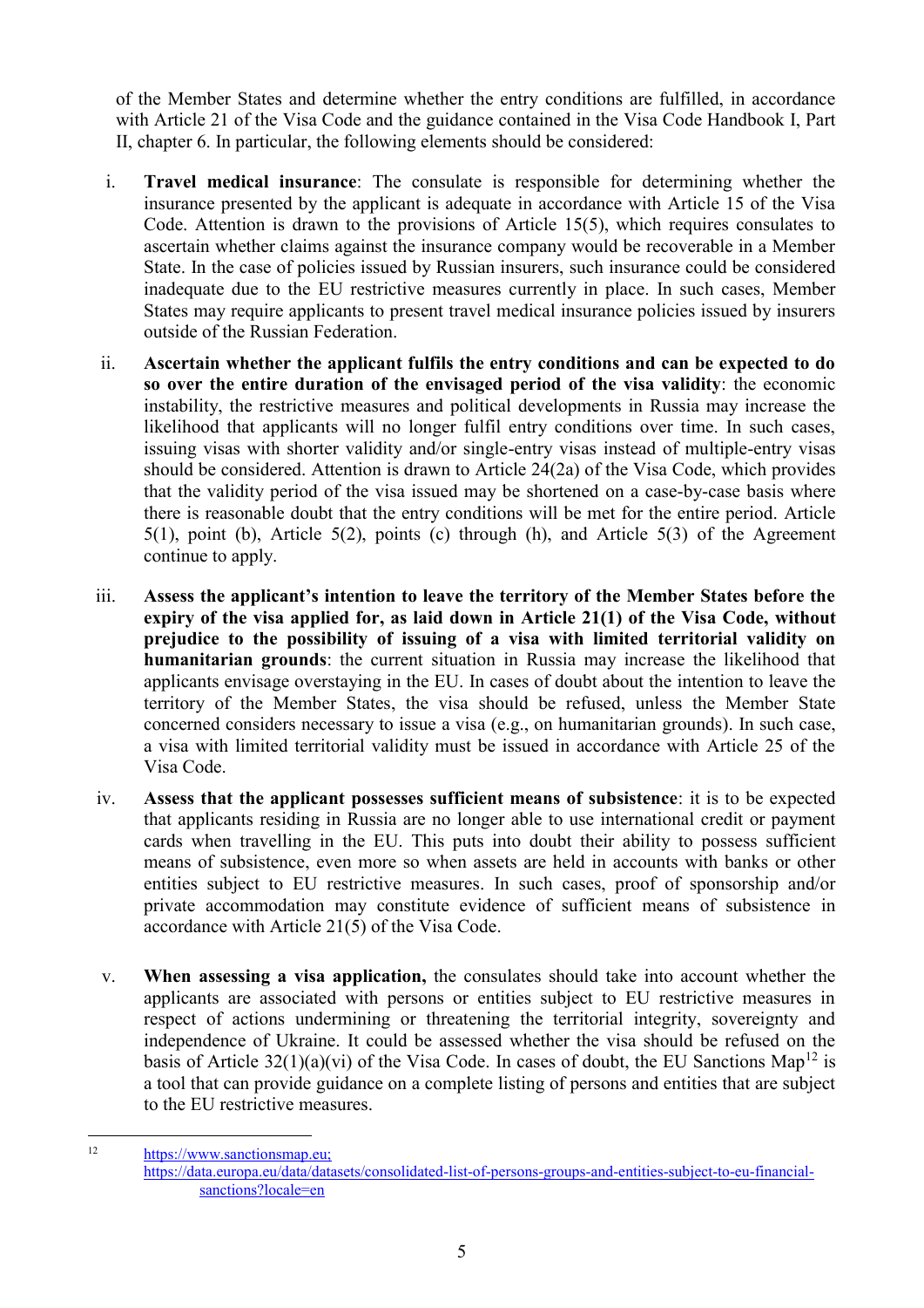of the Member States and determine whether the entry conditions are fulfilled, in accordance with Article 21 of the Visa Code and the guidance contained in the Visa Code Handbook I, Part II, chapter 6. In particular, the following elements should be considered:

i. **Travel medical insurance**: The consulate is responsible for determining whether the insurance presented by the applicant is adequate in accordance with Article 15 of the Visa Code. Attention is drawn to the provisions of Article 15(5), which requires consulates to ascertain whether claims against the insurance company would be recoverable in a Member State. In the case of policies issued by Russian insurers, such insurance could be considered inadequate due to the EU restrictive measures currently in place. In such cases, Member States may require applicants to present travel medical insurance policies issued by insurers outside of the Russian Federation.

ii. **Ascertain whether the applicant fulfils the entry conditions and can be expected to do so over the entire duration of the envisaged period of the visa validity**: the economic instability, the restrictive measures and political developments in Russia may increase the likelihood that applicants will no longer fulfil entry conditions over time. In such cases, issuing visas with shorter validity and/or single-entry visas instead of multiple-entry visas should be considered. Attention is drawn to Article 24(2a) of the Visa Code, which provides that the validity period of the visa issued may be shortened on a case-by-case basis where there is reasonable doubt that the entry conditions will be met for the entire period. Article 5(1), point (b), Article 5(2), points (c) through (h), and Article 5(3) of the Agreement continue to apply.

iii. **Assess the applicant's intention to leave the territory of the Member States before the expiry of the visa applied for, as laid down in Article 21(1) of the Visa Code, without prejudice to the possibility of issuing of a visa with limited territorial validity on humanitarian grounds**: the current situation in Russia may increase the likelihood that applicants envisage overstaying in the EU. In cases of doubt about the intention to leave the territory of the Member States, the visa should be refused, unless the Member State concerned considers necessary to issue a visa (e.g., on humanitarian grounds). In such case, a visa with limited territorial validity must be issued in accordance with Article 25 of the Visa Code.

iv. **Assess that the applicant possesses sufficient means of subsistence**: it is to be expected that applicants residing in Russia are no longer able to use international credit or payment cards when travelling in the EU. This puts into doubt their ability to possess sufficient means of subsistence, even more so when assets are held in accounts with banks or other entities subject to EU restrictive measures. In such cases, proof of sponsorship and/or private accommodation may constitute evidence of sufficient means of subsistence in accordance with Article 21(5) of the Visa Code.

v. **When assessing a visa application,** the consulates should take into account whether the applicants are associated with persons or entities subject to EU restrictive measures in respect of actions undermining or threatening the territorial integrity, sovereignty and independence of Ukraine. It could be assessed whether the visa should be refused on the basis of Article 32(1)(a)(vi) of the Visa Code. In cases of doubt, the EU Sanctions Map[12] is a tool that can provide guidance on a complete listing of persons and entities that are subject to the EU restrictive measures.

---

[12] https://www.sanctionsmap.eu; https://data.europa.eu/data/datasets/consolidated-list-of-persons-groups-and-entities-subject-to-eu-financial-sanctions?locale=en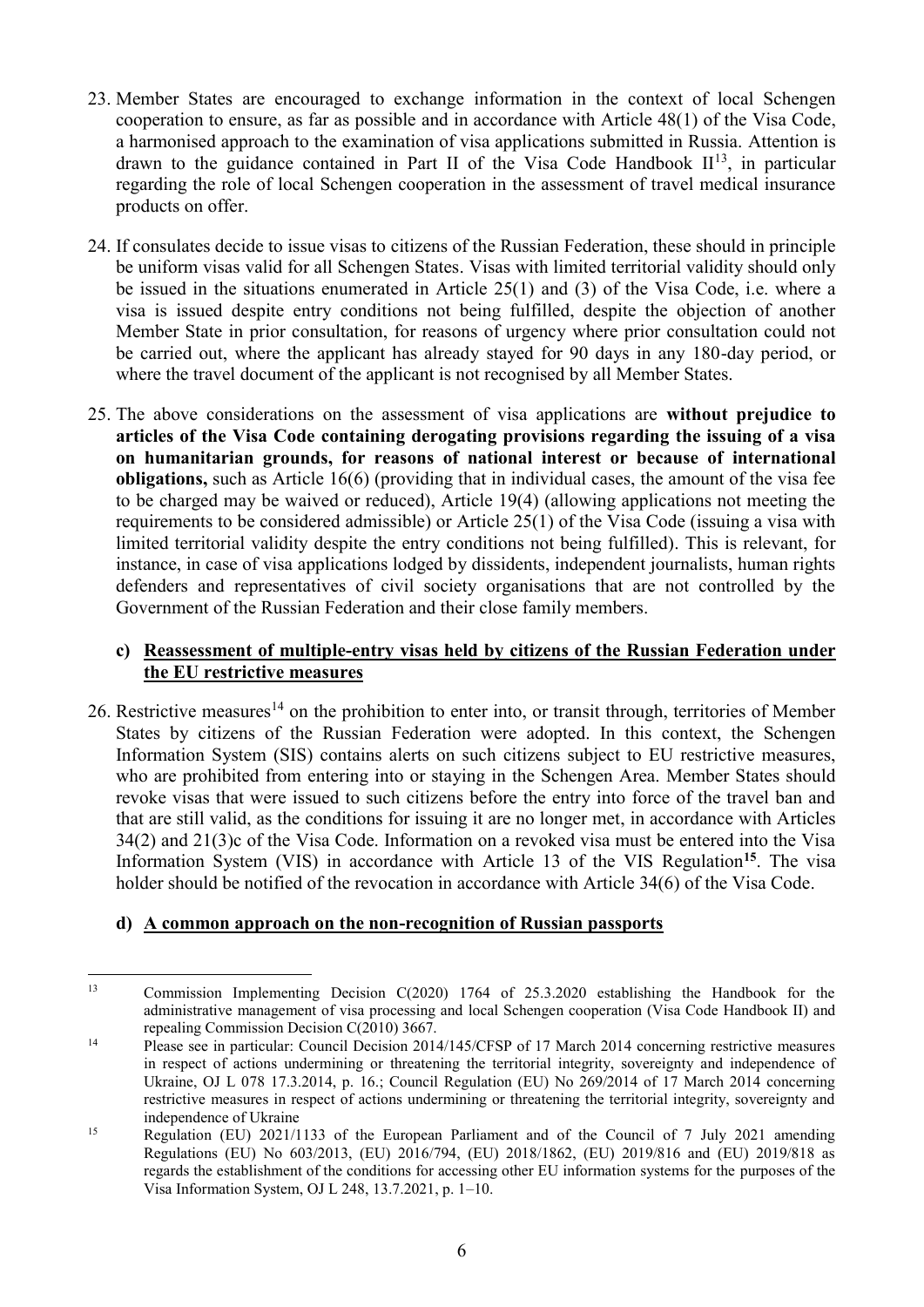23. Member States are encouraged to exchange information in the context of local Schengen cooperation to ensure, as far as possible and in accordance with Article 48(1) of the Visa Code, a harmonised approach to the examination of visa applications submitted in Russia. Attention is drawn to the guidance contained in Part II of the Visa Code Handbook II[13], in particular regarding the role of local Schengen cooperation in the assessment of travel medical insurance products on offer.

24. If consulates decide to issue visas to citizens of the Russian Federation, these should in principle be uniform visas valid for all Schengen States. Visas with limited territorial validity should only be issued in the situations enumerated in Article 25(1) and (3) of the Visa Code, i.e. where a visa is issued despite entry conditions not being fulfilled, despite the objection of another Member State in prior consultation, for reasons of urgency where prior consultation could not be carried out, where the applicant has already stayed for 90 days in any 180-day period, or where the travel document of the applicant is not recognised by all Member States.

25. The above considerations on the assessment of visa applications are **without prejudice to articles of the Visa Code containing derogating provisions regarding the issuing of a visa on humanitarian grounds, for reasons of national interest or because of international obligations,** such as Article 16(6) (providing that in individual cases, the amount of the visa fee to be charged may be waived or reduced), Article 19(4) (allowing applications not meeting the requirements to be considered admissible) or Article 25(1) of the Visa Code (issuing a visa with limited territorial validity despite the entry conditions not being fulfilled). This is relevant, for instance, in case of visa applications lodged by dissidents, independent journalists, human rights defenders and representatives of civil society organisations that are not controlled by the Government of the Russian Federation and their close family members.

### c) Reassessment of multiple-entry visas held by citizens of the Russian Federation under the EU restrictive measures

26. Restrictive measures[14] on the prohibition to enter into, or transit through, territories of Member States by citizens of the Russian Federation were adopted. In this context, the Schengen Information System (SIS) contains alerts on such citizens subject to EU restrictive measures, who are prohibited from entering into or staying in the Schengen Area. Member States should revoke visas that were issued to such citizens before the entry into force of the travel ban and that are still valid, as the conditions for issuing it are no longer met, in accordance with Articles 34(2) and 21(3)c of the Visa Code. Information on a revoked visa must be entered into the Visa Information System (VIS) in accordance with Article 13 of the VIS Regulation[15]. The visa holder should be notified of the revocation in accordance with Article 34(6) of the Visa Code.

### d) A common approach on the non-recognition of Russian passports

---

[13] Commission Implementing Decision C(2020) 1764 of 25.3.2020 establishing the Handbook for the administrative management of visa processing and local Schengen cooperation (Visa Code Handbook II) and repealing Commission Decision C(2010) 3667.

[14] Please see in particular: Council Decision 2014/145/CFSP of 17 March 2014 concerning restrictive measures in respect of actions undermining or threatening the territorial integrity, sovereignty and independence of Ukraine, OJ L 078 17.3.2014, p. 16.; Council Regulation (EU) No 269/2014 of 17 March 2014 concerning restrictive measures in respect of actions undermining or threatening the territorial integrity, sovereignty and independence of Ukraine

[15] Regulation (EU) 2021/1133 of the European Parliament and of the Council of 7 July 2021 amending Regulations (EU) No 603/2013, (EU) 2016/794, (EU) 2018/1862, (EU) 2019/816 and (EU) 2019/818 as regards the establishment of the conditions for accessing other EU information systems for the purposes of the Visa Information System, OJ L 248, 13.7.2021, p. 1–10.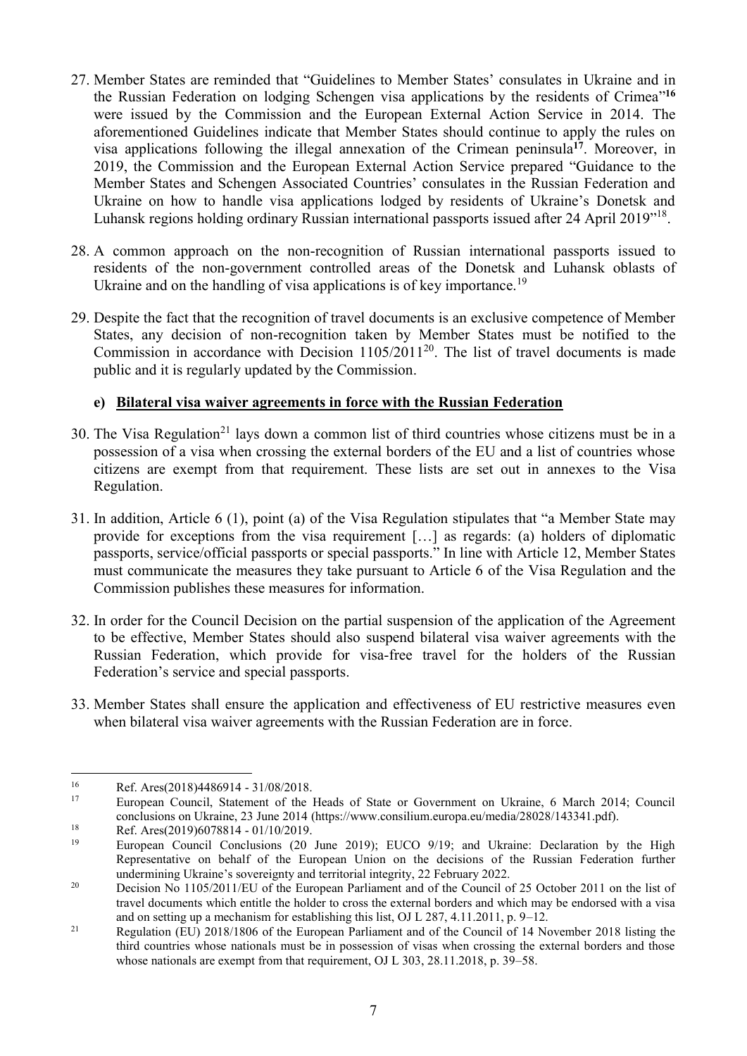27. Member States are reminded that "Guidelines to Member States' consulates in Ukraine and in the Russian Federation on lodging Schengen visa applications by the residents of Crimea"[16] were issued by the Commission and the European External Action Service in 2014. The aforementioned Guidelines indicate that Member States should continue to apply the rules on visa applications following the illegal annexation of the Crimean peninsula[17]. Moreover, in 2019, the Commission and the European External Action Service prepared "Guidance to the Member States and Schengen Associated Countries' consulates in the Russian Federation and Ukraine on how to handle visa applications lodged by residents of Ukraine's Donetsk and Luhansk regions holding ordinary Russian international passports issued after 24 April 2019"[18].

28. A common approach on the non-recognition of Russian international passports issued to residents of the non-government controlled areas of the Donetsk and Luhansk oblasts of Ukraine and on the handling of visa applications is of key importance.[19]

29. Despite the fact that the recognition of travel documents is an exclusive competence of Member States, any decision of non-recognition taken by Member States must be notified to the Commission in accordance with Decision 1105/2011[20]. The list of travel documents is made public and it is regularly updated by the Commission.

**e) Bilateral visa waiver agreements in force with the Russian Federation**

30. The Visa Regulation[21] lays down a common list of third countries whose citizens must be in a possession of a visa when crossing the external borders of the EU and a list of countries whose citizens are exempt from that requirement. These lists are set out in annexes to the Visa Regulation.

31. In addition, Article 6 (1), point (a) of the Visa Regulation stipulates that "a Member State may provide for exceptions from the visa requirement […] as regards: (a) holders of diplomatic passports, service/official passports or special passports." In line with Article 12, Member States must communicate the measures they take pursuant to Article 6 of the Visa Regulation and the Commission publishes these measures for information.

32. In order for the Council Decision on the partial suspension of the application of the Agreement to be effective, Member States should also suspend bilateral visa waiver agreements with the Russian Federation, which provide for visa-free travel for the holders of the Russian Federation's service and special passports.

33. Member States shall ensure the application and effectiveness of EU restrictive measures even when bilateral visa waiver agreements with the Russian Federation are in force.

---

[16] Ref. Ares(2018)4486914 - 31/08/2018.

[17] European Council, Statement of the Heads of State or Government on Ukraine, 6 March 2014; Council conclusions on Ukraine, 23 June 2014 (https://www.consilium.europa.eu/media/28028/143341.pdf).

[18] Ref. Ares(2019)6078814 - 01/10/2019.

[19] European Council Conclusions (20 June 2019); EUCO 9/19; and Ukraine: Declaration by the High Representative on behalf of the European Union on the decisions of the Russian Federation further undermining Ukraine's sovereignty and territorial integrity, 22 February 2022.

[20] Decision No 1105/2011/EU of the European Parliament and of the Council of 25 October 2011 on the list of travel documents which entitle the holder to cross the external borders and which may be endorsed with a visa and on setting up a mechanism for establishing this list, OJ L 287, 4.11.2011, p. 9–12.

[21] Regulation (EU) 2018/1806 of the European Parliament and of the Council of 14 November 2018 listing the third countries whose nationals must be in possession of visas when crossing the external borders and those whose nationals are exempt from that requirement, OJ L 303, 28.11.2018, p. 39–58.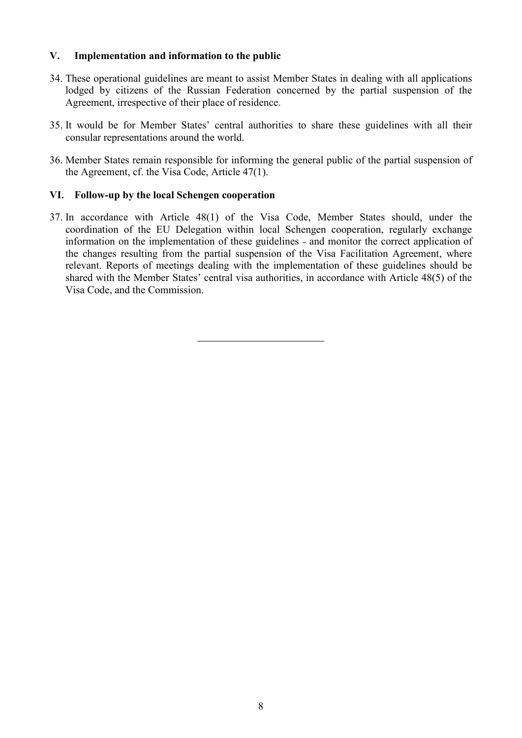## V. Implementation and information to the public

34. These operational guidelines are meant to assist Member States in dealing with all applications lodged by citizens of the Russian Federation concerned by the partial suspension of the Agreement, irrespective of their place of residence.

35. It would be for Member States' central authorities to share these guidelines with all their consular representations around the world.

36. Member States remain responsible for informing the general public of the partial suspension of the Agreement, cf. the Visa Code, Article 47(1).

## VI. Follow-up by the local Schengen cooperation

37. In accordance with Article 48(1) of the Visa Code, Member States should, under the coordination of the EU Delegation within local Schengen cooperation, regularly exchange information on the implementation of these guidelines - and monitor the correct application of the changes resulting from the partial suspension of the Visa Facilitation Agreement, where relevant. Reports of meetings dealing with the implementation of these guidelines should be shared with the Member States' central visa authorities, in accordance with Article 48(5) of the Visa Code, and the Commission.